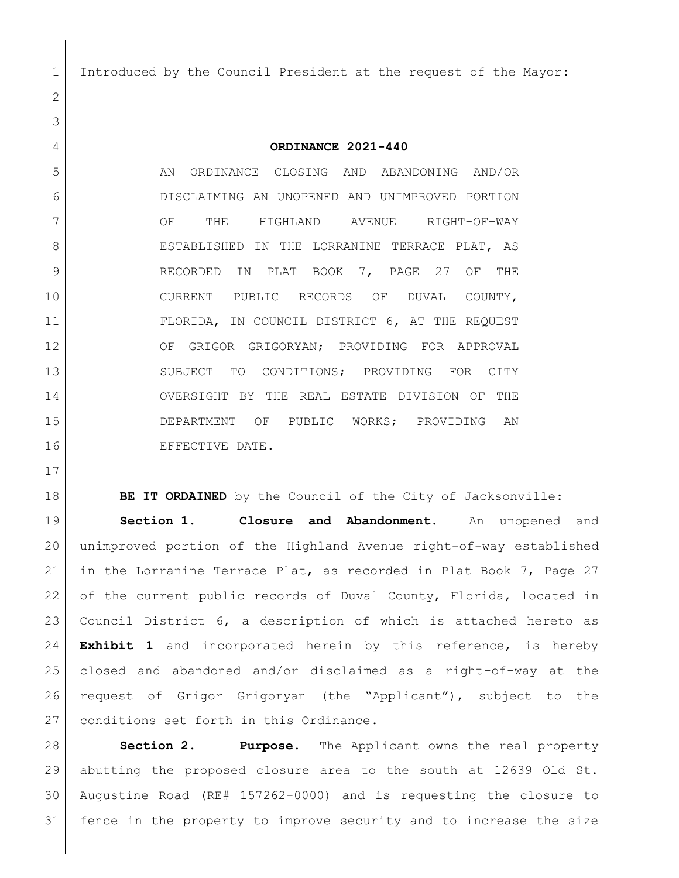Introduced by the Council President at the request of the Mayor:

**ORDINANCE 2021-440**

AN ORDINANCE CLOSING AND ABANDONING AND/OR DISCLAIMING AN UNOPENED AND UNIMPROVED PORTION OF THE HIGHLAND AVENUE RIGHT-OF-WAY ESTABLISHED IN THE LORRANINE TERRACE PLAT, AS RECORDED IN PLAT BOOK 7, PAGE 27 OF THE CURRENT PUBLIC RECORDS OF DUVAL COUNTY, FLORIDA, IN COUNCIL DISTRICT 6, AT THE REQUEST OF GRIGOR GRIGORYAN; PROVIDING FOR APPROVAL SUBJECT TO CONDITIONS; PROVIDING FOR CITY OVERSIGHT BY THE REAL ESTATE DIVISION OF THE DEPARTMENT OF PUBLIC WORKS; PROVIDING AN EFFECTIVE DATE.

**BE IT ORDAINED** by the Council of the City of Jacksonville:

**Section 1. Closure and Abandonment.** An unopened and unimproved portion of the Highland Avenue right-of-way established in the Lorranine Terrace Plat, as recorded in Plat Book 7, Page 27 of the current public records of Duval County, Florida, located in Council District 6, a description of which is attached hereto as **Exhibit 1** and incorporated herein by this reference, is hereby closed and abandoned and/or disclaimed as a right-of-way at the request of Grigor Grigoryan (the "Applicant"), subject to the conditions set forth in this Ordinance.

**Section 2. Purpose.** The Applicant owns the real property abutting the proposed closure area to the south at 12639 Old St. Augustine Road (RE# 157262-0000) and is requesting the closure to fence in the property to improve security and to increase the size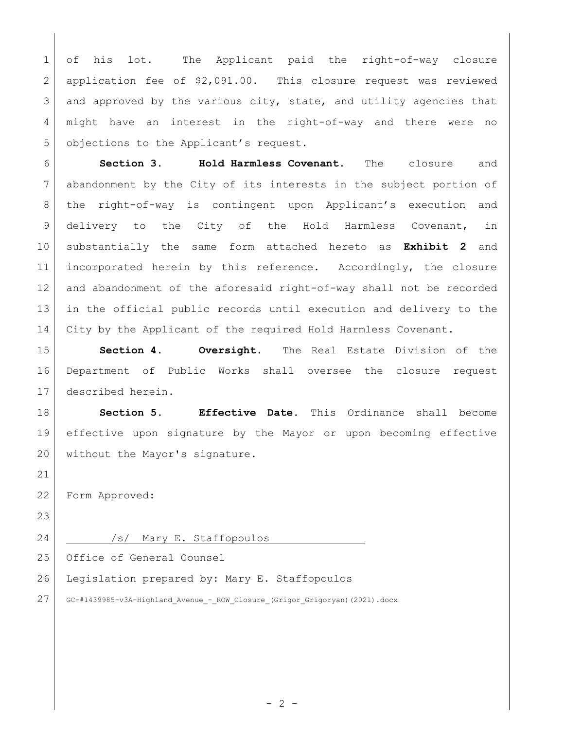of his lot. The Applicant paid the right-of-way closure application fee of $2,091.00. This closure request was reviewed and approved by the various city, state, and utility agencies that might have an interest in the right-of-way and there were no objections to the Applicant's request.

**Section 3. Hold Harmless Covenant.** The closure and abandonment by the City of its interests in the subject portion of the right-of-way is contingent upon Applicant's execution and delivery to the City of the Hold Harmless Covenant, in substantially the same form attached hereto as **Exhibit 2** and incorporated herein by this reference. Accordingly, the closure and abandonment of the aforesaid right-of-way shall not be recorded in the official public records until execution and delivery to the City by the Applicant of the required Hold Harmless Covenant.

**Section 4. Oversight.** The Real Estate Division of the Department of Public Works shall oversee the closure request described herein.

**Section 5. Effective Date.** This Ordinance shall become effective upon signature by the Mayor or upon becoming effective without the Mayor's signature.

Form Approved:

/s/ Mary E. Staffopoulos

Office of General Counsel

Legislation prepared by: Mary E. Staffopoulos

GC-#1439985-v3A-Highland_Avenue_-_ROW_Closure_(Grigor_Grigoryan)(2021).docx